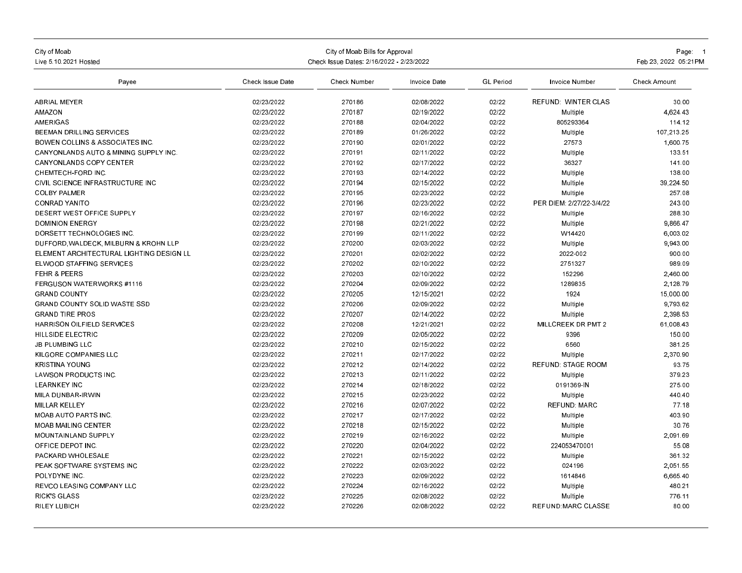City of Moab
Live 5.10.2021 Hosted

# City of Moab Bills for Approval

Check Issue Dates: 2/16/2022 - 2/23/2022

Feb 23, 2022 05:21PM

| Payee | Check Issue Date | Check Number | Invoice Date | GL Period | Invoice Number | Check Amount |
|---|---|---|---|---|---|---|
| ABRIAL MEYER | 02/23/2022 | 270186 | 02/08/2022 | 02/22 | REFUND: WINTER CLAS | 30.00 |
| AMAZON | 02/23/2022 | 270187 | 02/19/2022 | 02/22 | Multiple | 4,624.43 |
| AMERIGAS | 02/23/2022 | 270188 | 02/04/2022 | 02/22 | 805293364 | 114.12 |
| BEEMAN DRILLING SERVICES | 02/23/2022 | 270189 | 01/26/2022 | 02/22 | Multiple | 107,213.25 |
| BOWEN COLLINS & ASSOCIATES INC. | 02/23/2022 | 270190 | 02/01/2022 | 02/22 | 27573 | 1,600.75 |
| CANYONLANDS AUTO & MINING SUPPLY INC. | 02/23/2022 | 270191 | 02/11/2022 | 02/22 | Multiple | 133.51 |
| CANYONLANDS COPY CENTER | 02/23/2022 | 270192 | 02/17/2022 | 02/22 | 36327 | 141.00 |
| CHEMTECH-FORD INC. | 02/23/2022 | 270193 | 02/14/2022 | 02/22 | Multiple | 138.00 |
| CIVIL SCIENCE INFRASTRUCTURE INC | 02/23/2022 | 270194 | 02/15/2022 | 02/22 | Multiple | 39,224.50 |
| COLBY PALMER | 02/23/2022 | 270195 | 02/23/2022 | 02/22 | Multiple | 257.08 |
| CONRAD YANITO | 02/23/2022 | 270196 | 02/23/2022 | 02/22 | PER DIEM: 2/27/22-3/4/22 | 243.00 |
| DESERT WEST OFFICE SUPPLY | 02/23/2022 | 270197 | 02/16/2022 | 02/22 | Multiple | 288.30 |
| DOMINION ENERGY | 02/23/2022 | 270198 | 02/21/2022 | 02/22 | Multiple | 9,866.47 |
| DORSETT TECHNOLOGIES INC. | 02/23/2022 | 270199 | 02/11/2022 | 02/22 | W14420 | 6,003.02 |
| DUFFORD,WALDECK, MILBURN & KROHN LLP | 02/23/2022 | 270200 | 02/03/2022 | 02/22 | Multiple | 9,943.00 |
| ELEMENT ARCHITECTURAL LIGHTING DESIGN LL | 02/23/2022 | 270201 | 02/02/2022 | 02/22 | 2022-002 | 900.00 |
| ELWOOD STAFFING SERVICES | 02/23/2022 | 270202 | 02/10/2022 | 02/22 | 2751327 | 989.09 |
| FEHR & PEERS | 02/23/2022 | 270203 | 02/10/2022 | 02/22 | 152296 | 2,460.00 |
| FERGUSON WATERWORKS #1116 | 02/23/2022 | 270204 | 02/09/2022 | 02/22 | 1289835 | 2,128.79 |
| GRAND COUNTY | 02/23/2022 | 270205 | 12/15/2021 | 02/22 | 1924 | 15,000.00 |
| GRAND COUNTY SOLID WASTE SSD | 02/23/2022 | 270206 | 02/09/2022 | 02/22 | Multiple | 9,793.62 |
| GRAND TIRE PROS | 02/23/2022 | 270207 | 02/14/2022 | 02/22 | Multiple | 2,398.53 |
| HARRISON OILFIELD SERVICES | 02/23/2022 | 270208 | 12/21/2021 | 02/22 | MILLCREEK DR PMT 2 | 61,008.43 |
| HILLSIDE ELECTRIC | 02/23/2022 | 270209 | 02/05/2022 | 02/22 | 9396 | 150.00 |
| JB PLUMBING LLC | 02/23/2022 | 270210 | 02/15/2022 | 02/22 | 6560 | 381.25 |
| KILGORE COMPANIES LLC | 02/23/2022 | 270211 | 02/17/2022 | 02/22 | Multiple | 2,370.90 |
| KRISTINA YOUNG | 02/23/2022 | 270212 | 02/14/2022 | 02/22 | REFUND: STAGE ROOM | 93.75 |
| LAWSON PRODUCTS INC. | 02/23/2022 | 270213 | 02/11/2022 | 02/22 | Multiple | 379.23 |
| LEARNKEY INC | 02/23/2022 | 270214 | 02/18/2022 | 02/22 | 0191369-IN | 275.00 |
| MILA DUNBAR-IRWIN | 02/23/2022 | 270215 | 02/23/2022 | 02/22 | Multiple | 440.40 |
| MILLAR KELLEY | 02/23/2022 | 270216 | 02/07/2022 | 02/22 | REFUND: MARC | 77.18 |
| MOAB AUTO PARTS INC. | 02/23/2022 | 270217 | 02/17/2022 | 02/22 | Multiple | 403.90 |
| MOAB MAILING CENTER | 02/23/2022 | 270218 | 02/15/2022 | 02/22 | Multiple | 30.76 |
| MOUNTAINLAND SUPPLY | 02/23/2022 | 270219 | 02/16/2022 | 02/22 | Multiple | 2,091.69 |
| OFFICE DEPOT INC. | 02/23/2022 | 270220 | 02/04/2022 | 02/22 | 224053470001 | 55.08 |
| PACKARD WHOLESALE | 02/23/2022 | 270221 | 02/15/2022 | 02/22 | Multiple | 361.32 |
| PEAK SOFTWARE SYSTEMS INC | 02/23/2022 | 270222 | 02/03/2022 | 02/22 | 024196 | 2,051.55 |
| POLYDYNE INC. | 02/23/2022 | 270223 | 02/09/2022 | 02/22 | 1614846 | 6,665.40 |
| REVCO LEASING COMPANY LLC | 02/23/2022 | 270224 | 02/16/2022 | 02/22 | Multiple | 480.21 |
| RICK'S GLASS | 02/23/2022 | 270225 | 02/08/2022 | 02/22 | Multiple | 776.11 |
| RILEY LUBICH | 02/23/2022 | 270226 | 02/08/2022 | 02/22 | REFUND:MARC CLASSE | 80.00 |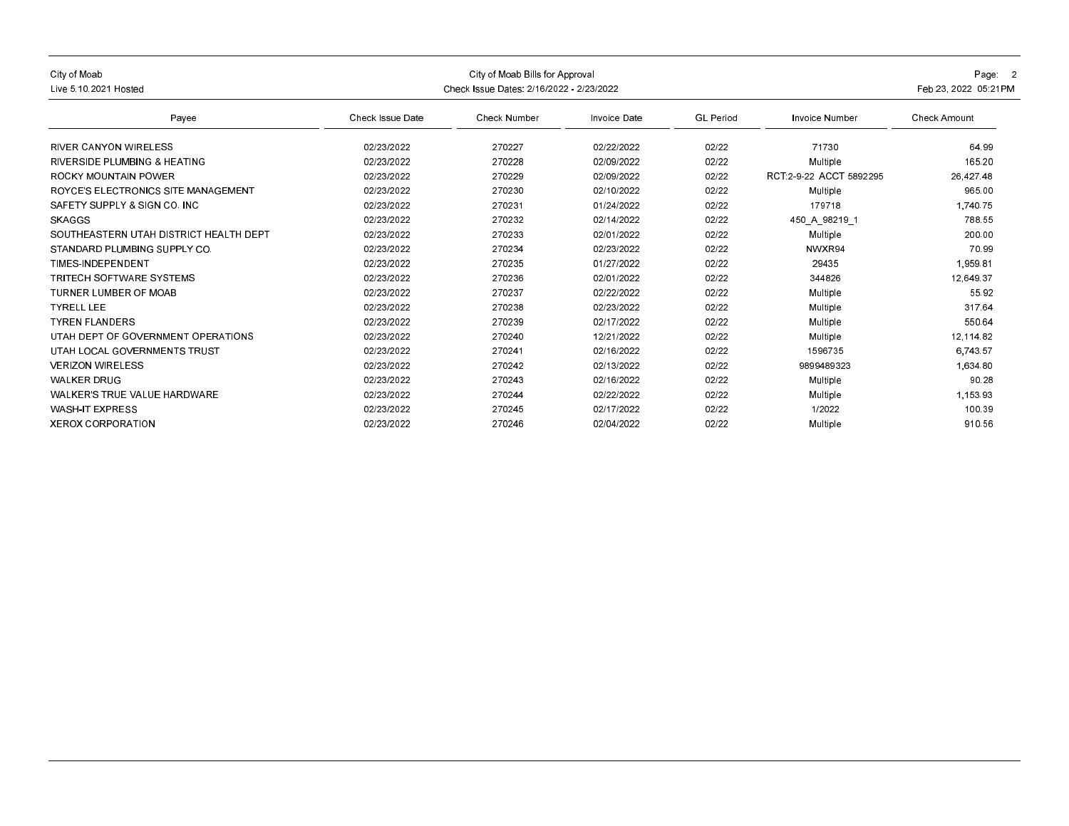| Payee | Check Issue Date | Check Number | Invoice Date | GL Period | Invoice Number | Check Amount |
|---|---|---|---|---|---|---|
| RIVER CANYON WIRELESS | 02/23/2022 | 270227 | 02/22/2022 | 02/22 | 71730 | 64.99 |
| RIVERSIDE PLUMBING & HEATING | 02/23/2022 | 270228 | 02/09/2022 | 02/22 | Multiple | 165.20 |
| ROCKY MOUNTAIN POWER | 02/23/2022 | 270229 | 02/09/2022 | 02/22 | RCT:2-9-22 ACCT 5892295 | 26,427.48 |
| ROYCE'S ELECTRONICS SITE MANAGEMENT | 02/23/2022 | 270230 | 02/10/2022 | 02/22 | Multiple | 965.00 |
| SAFETY SUPPLY & SIGN CO. INC | 02/23/2022 | 270231 | 01/24/2022 | 02/22 | 179718 | 1,740.75 |
| SKAGGS | 02/23/2022 | 270232 | 02/14/2022 | 02/22 | 450_A_98219_1 | 788.55 |
| SOUTHEASTERN UTAH DISTRICT HEALTH DEPT | 02/23/2022 | 270233 | 02/01/2022 | 02/22 | Multiple | 200.00 |
| STANDARD PLUMBING SUPPLY CO. | 02/23/2022 | 270234 | 02/23/2022 | 02/22 | NWXR94 | 70.99 |
| TIMES-INDEPENDENT | 02/23/2022 | 270235 | 01/27/2022 | 02/22 | 29435 | 1,959.81 |
| TRITECH SOFTWARE SYSTEMS | 02/23/2022 | 270236 | 02/01/2022 | 02/22 | 344826 | 12,649.37 |
| TURNER LUMBER OF MOAB | 02/23/2022 | 270237 | 02/22/2022 | 02/22 | Multiple | 55.92 |
| TYRELL LEE | 02/23/2022 | 270238 | 02/23/2022 | 02/22 | Multiple | 317.64 |
| TYREN FLANDERS | 02/23/2022 | 270239 | 02/17/2022 | 02/22 | Multiple | 550.64 |
| UTAH DEPT OF GOVERNMENT OPERATIONS | 02/23/2022 | 270240 | 12/21/2022 | 02/22 | Multiple | 12,114.82 |
| UTAH LOCAL GOVERNMENTS TRUST | 02/23/2022 | 270241 | 02/16/2022 | 02/22 | 1596735 | 6,743.57 |
| VERIZON WIRELESS | 02/23/2022 | 270242 | 02/13/2022 | 02/22 | 9899489323 | 1,634.80 |
| WALKER DRUG | 02/23/2022 | 270243 | 02/16/2022 | 02/22 | Multiple | 90.28 |
| WALKER'S TRUE VALUE HARDWARE | 02/23/2022 | 270244 | 02/22/2022 | 02/22 | Multiple | 1,153.93 |
| WASH-IT EXPRESS | 02/23/2022 | 270245 | 02/17/2022 | 02/22 | 1/2022 | 100.39 |
| XEROX CORPORATION | 02/23/2022 | 270246 | 02/04/2022 | 02/22 | Multiple | 910.56 |